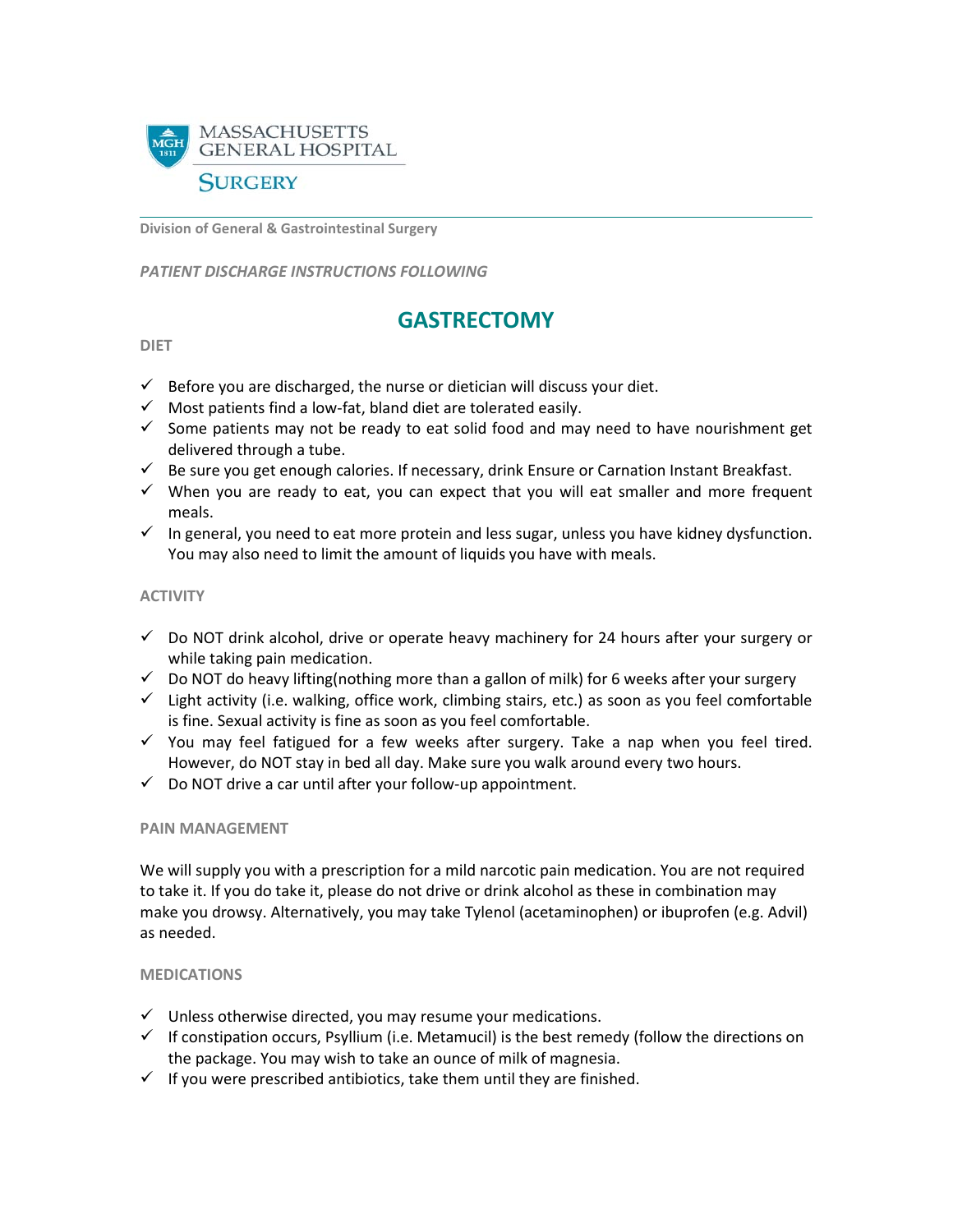MASSACHUSETTS GENERAL HOSPITAL

SURGERY

**Division of General & Gastrointestinal Surgery**

*PATIENT DISCHARGE INSTRUCTIONS FOLLOWING*

# GASTRECTOMY

## DIET

- ✓ Before you are discharged, the nurse or dietician will discuss your diet.
- ✓ Most patients find a low-fat, bland diet are tolerated easily.
- ✓ Some patients may not be ready to eat solid food and may need to have nourishment get delivered through a tube.
- ✓ Be sure you get enough calories. If necessary, drink Ensure or Carnation Instant Breakfast.
- ✓ When you are ready to eat, you can expect that you will eat smaller and more frequent meals.
- ✓ In general, you need to eat more protein and less sugar, unless you have kidney dysfunction. You may also need to limit the amount of liquids you have with meals.

## ACTIVITY

- ✓ Do NOT drink alcohol, drive or operate heavy machinery for 24 hours after your surgery or while taking pain medication.
- ✓ Do NOT do heavy lifting(nothing more than a gallon of milk) for 6 weeks after your surgery
- ✓ Light activity (i.e. walking, office work, climbing stairs, etc.) as soon as you feel comfortable is fine. Sexual activity is fine as soon as you feel comfortable.
- ✓ You may feel fatigued for a few weeks after surgery. Take a nap when you feel tired. However, do NOT stay in bed all day. Make sure you walk around every two hours.
- ✓ Do NOT drive a car until after your follow-up appointment.

## PAIN MANAGEMENT

We will supply you with a prescription for a mild narcotic pain medication. You are not required to take it. If you do take it, please do not drive or drink alcohol as these in combination may make you drowsy. Alternatively, you may take Tylenol (acetaminophen) or ibuprofen (e.g. Advil) as needed.

## MEDICATIONS

- ✓ Unless otherwise directed, you may resume your medications.
- ✓ If constipation occurs, Psyllium (i.e. Metamucil) is the best remedy (follow the directions on the package. You may wish to take an ounce of milk of magnesia.
- ✓ If you were prescribed antibiotics, take them until they are finished.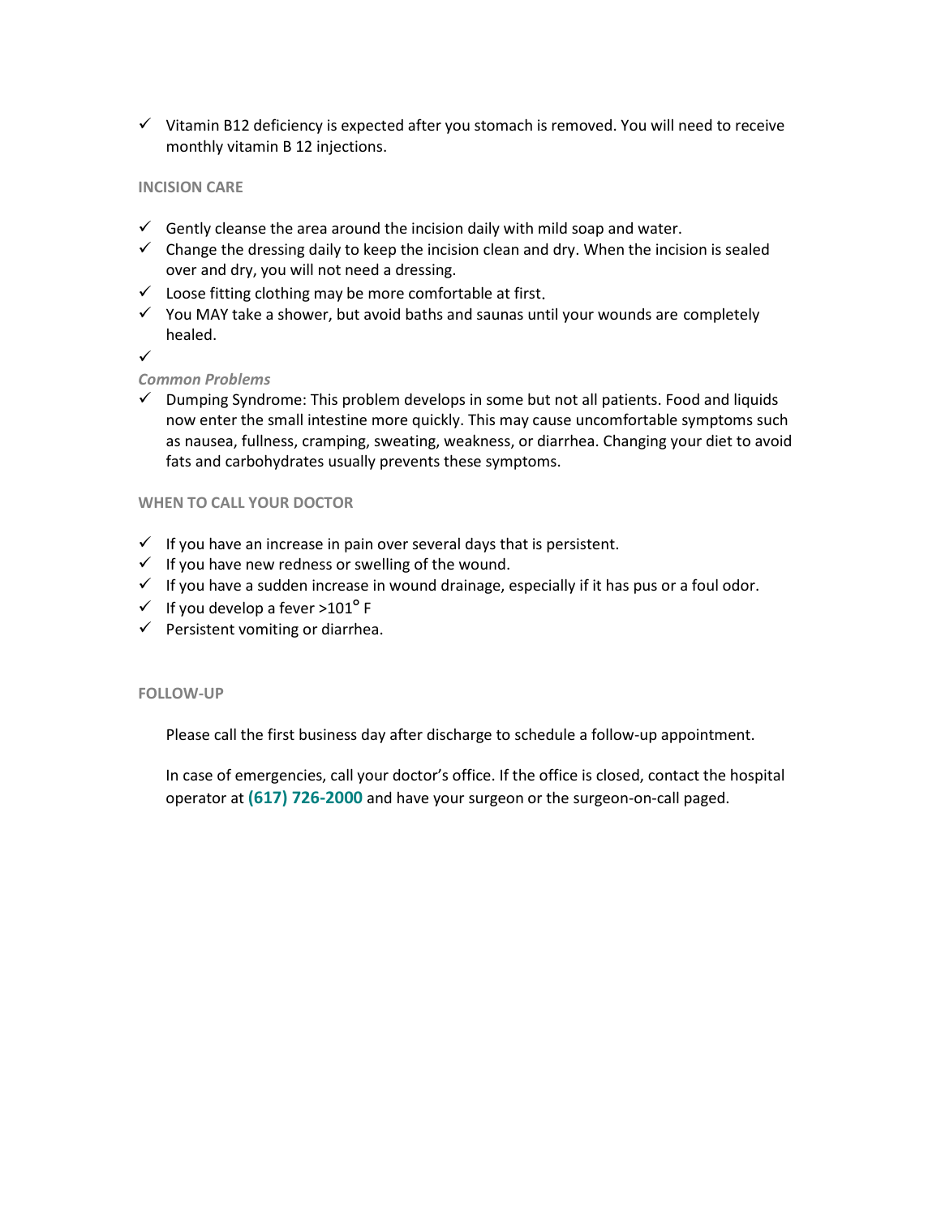- Vitamin B12 deficiency is expected after you stomach is removed. You will need to receive monthly vitamin B 12 injections.

## INCISION CARE

- Gently cleanse the area around the incision daily with mild soap and water.
- Change the dressing daily to keep the incision clean and dry. When the incision is sealed over and dry, you will not need a dressing.
- Loose fitting clothing may be more comfortable at first.
- You MAY take a shower, but avoid baths and saunas until your wounds are completely healed.

### *Common Problems*

- Dumping Syndrome: This problem develops in some but not all patients. Food and liquids now enter the small intestine more quickly. This may cause uncomfortable symptoms such as nausea, fullness, cramping, sweating, weakness, or diarrhea. Changing your diet to avoid fats and carbohydrates usually prevents these symptoms.

## WHEN TO CALL YOUR DOCTOR

- If you have an increase in pain over several days that is persistent.
- If you have new redness or swelling of the wound.
- If you have a sudden increase in wound drainage, especially if it has pus or a foul odor.
- If you develop a fever >101° F
- Persistent vomiting or diarrhea.

## FOLLOW-UP

Please call the first business day after discharge to schedule a follow-up appointment.

In case of emergencies, call your doctor's office. If the office is closed, contact the hospital operator at **(617) 726-2000** and have your surgeon or the surgeon-on-call paged.